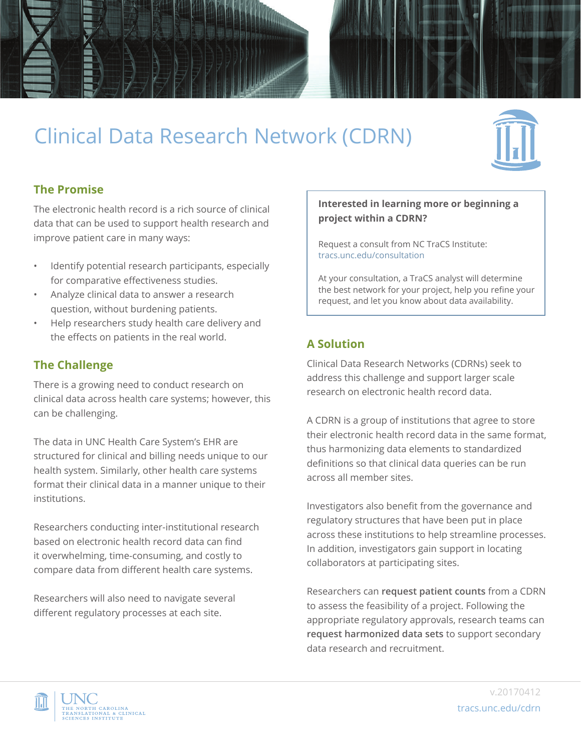# Clinical Data Research Network (CDRN)

## The Promise

The electronic health record is a rich source of clinical data that can be used to support health research and improve patient care in many ways:

- Identify potential research participants, especially for comparative effectiveness studies.
- Analyze clinical data to answer a research question, without burdening patients.
- Help researchers study health care delivery and the effects on patients in the real world.

## The Challenge

There is a growing need to conduct research on clinical data across health care systems; however, this can be challenging.

The data in UNC Health Care System's EHR are structured for clinical and billing needs unique to our health system. Similarly, other health care systems format their clinical data in a manner unique to their institutions.

Researchers conducting inter-institutional research based on electronic health record data can find it overwhelming, time-consuming, and costly to compare data from different health care systems.

Researchers will also need to navigate several different regulatory processes at each site.

**Interested in learning more or beginning a project within a CDRN?**

Request a consult from NC TraCS Institute: tracs.unc.edu/consultation

At your consultation, a TraCS analyst will determine the best network for your project, help you refine your request, and let you know about data availability.

## A Solution

Clinical Data Research Networks (CDRNs) seek to address this challenge and support larger scale research on electronic health record data.

A CDRN is a group of institutions that agree to store their electronic health record data in the same format, thus harmonizing data elements to standardized definitions so that clinical data queries can be run across all member sites.

Investigators also benefit from the governance and regulatory structures that have been put in place across these institutions to help streamline processes. In addition, investigators gain support in locating collaborators at participating sites.

Researchers can **request patient counts** from a CDRN to assess the feasibility of a project. Following the appropriate regulatory approvals, research teams can **request harmonized data sets** to support secondary data research and recruitment.

UNC The North Carolina Translational & Clinical Sciences Institute

v.20170412

tracs.unc.edu/cdrn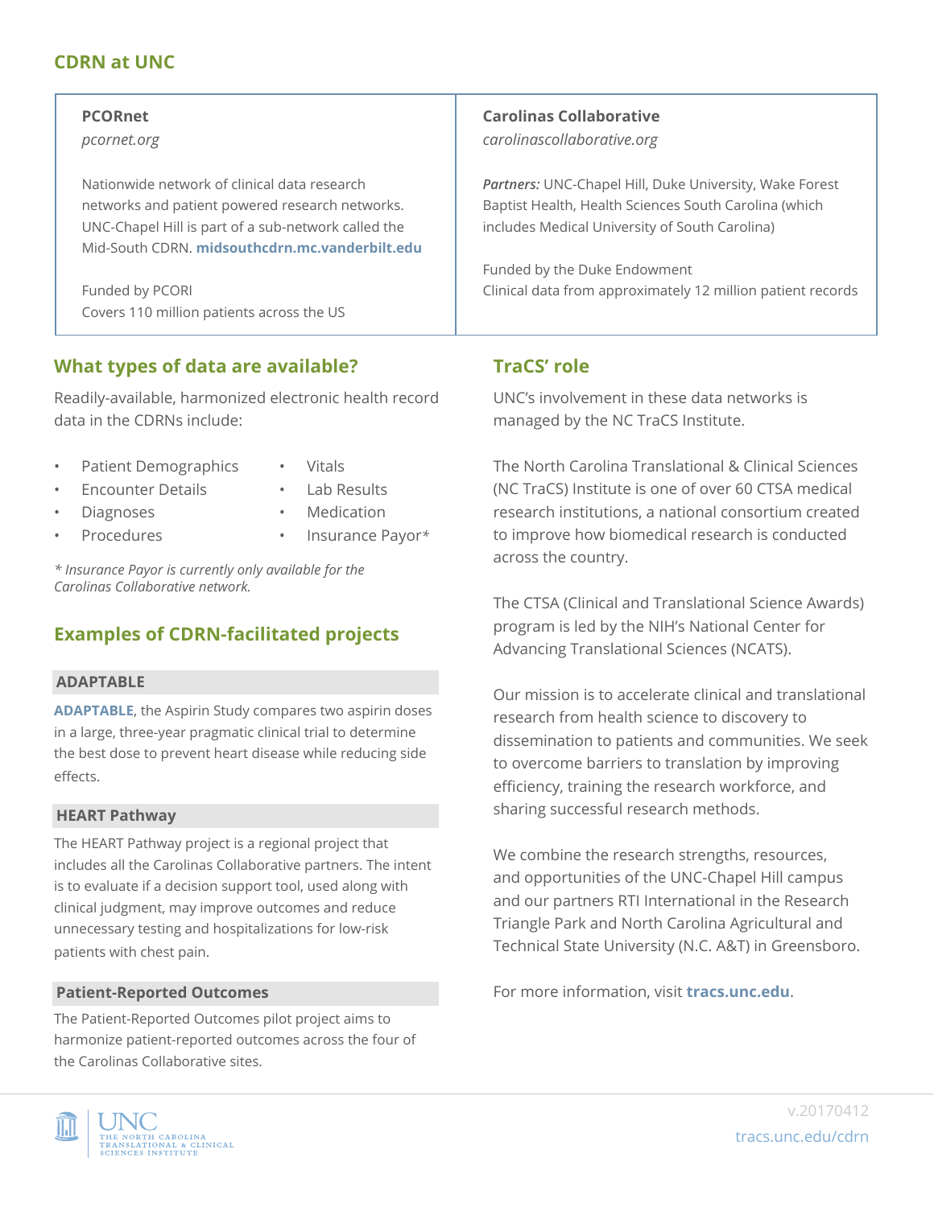## CDRN at UNC

| PCORnet | Carolinas Collaborative |
| --- | --- |
| *pcornet.org*<br><br>Nationwide network of clinical data research networks and patient powered research networks. UNC-Chapel Hill is part of a sub-network called the Mid-South CDRN. **midsouthcdrn.mc.vanderbilt.edu**<br><br>Funded by PCORI<br>Covers 110 million patients across the US | *carolinascollaborative.org*<br><br>***Partners:*** UNC-Chapel Hill, Duke University, Wake Forest Baptist Health, Health Sciences South Carolina (which includes Medical University of South Carolina)<br><br>Funded by the Duke Endowment<br>Clinical data from approximately 12 million patient records |

## What types of data are available?

Readily-available, harmonized electronic health record data in the CDRNs include:

- Patient Demographics
- Encounter Details
- Diagnoses
- Procedures
- Vitals
- Lab Results
- Medication
- Insurance Payor*

*\* Insurance Payor is currently only available for the Carolinas Collaborative network.*

## Examples of CDRN-facilitated projects

### ADAPTABLE

**ADAPTABLE**, the Aspirin Study compares two aspirin doses in a large, three-year pragmatic clinical trial to determine the best dose to prevent heart disease while reducing side effects.

### HEART Pathway

The HEART Pathway project is a regional project that includes all the Carolinas Collaborative partners. The intent is to evaluate if a decision support tool, used along with clinical judgment, may improve outcomes and reduce unnecessary testing and hospitalizations for low-risk patients with chest pain.

### Patient-Reported Outcomes

The Patient-Reported Outcomes pilot project aims to harmonize patient-reported outcomes across the four of the Carolinas Collaborative sites.

## TraCS' role

UNC's involvement in these data networks is managed by the NC TraCS Institute.

The North Carolina Translational & Clinical Sciences (NC TraCS) Institute is one of over 60 CTSA medical research institutions, a national consortium created to improve how biomedical research is conducted across the country.

The CTSA (Clinical and Translational Science Awards) program is led by the NIH's National Center for Advancing Translational Sciences (NCATS).

Our mission is to accelerate clinical and translational research from health science to discovery to dissemination to patients and communities. We seek to overcome barriers to translation by improving efficiency, training the research workforce, and sharing successful research methods.

We combine the research strengths, resources, and opportunities of the UNC-Chapel Hill campus and our partners RTI International in the Research Triangle Park and North Carolina Agricultural and Technical State University (N.C. A&T) in Greensboro.

For more information, visit **tracs.unc.edu**.

UNC THE NORTH CAROLINA TRANSLATIONAL & CLINICAL SCIENCES INSTITUTE

v.20170412

tracs.unc.edu/cdrn